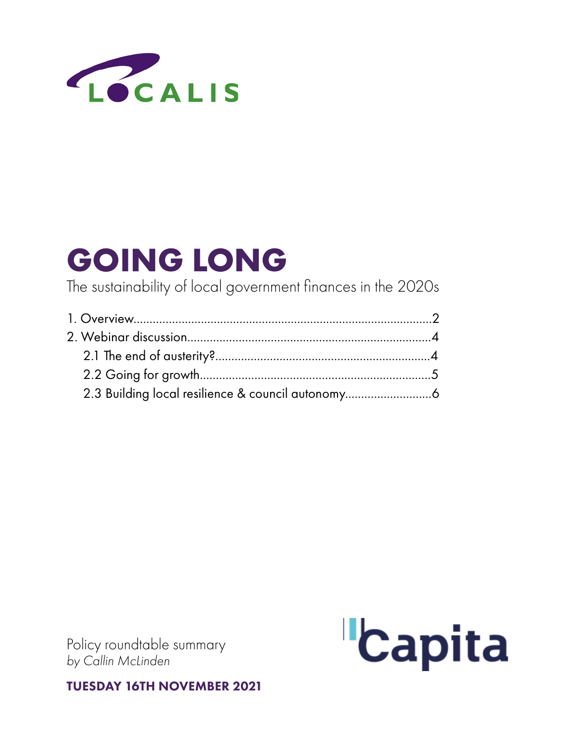LOCALIS

# GOING LONG

The sustainability of local government finances in the 2020s

1. Overview....2
2. Webinar discussion....4
   - 2.1 The end of austerity?....4
   - 2.2 Going for growth....5
   - 2.3 Building local resilience & council autonomy....6

Policy roundtable summary
*by Callin McLinden*

Capita

**TUESDAY 16TH NOVEMBER 2021**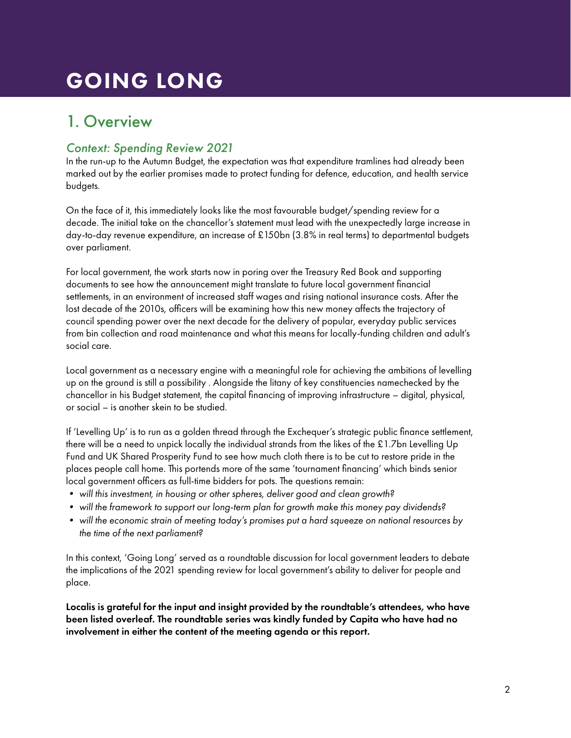# GOING LONG

## 1. Overview

### *Context: Spending Review 2021*

In the run-up to the Autumn Budget, the expectation was that expenditure tramlines had already been marked out by the earlier promises made to protect funding for defence, education, and health service budgets.

On the face of it, this immediately looks like the most favourable budget/spending review for a decade. The initial take on the chancellor's statement must lead with the unexpectedly large increase in day-to-day revenue expenditure, an increase of £150bn (3.8% in real terms) to departmental budgets over parliament.

For local government, the work starts now in poring over the Treasury Red Book and supporting documents to see how the announcement might translate to future local government financial settlements, in an environment of increased staff wages and rising national insurance costs. After the lost decade of the 2010s, officers will be examining how this new money affects the trajectory of council spending power over the next decade for the delivery of popular, everyday public services from bin collection and road maintenance and what this means for locally-funding children and adult's social care.

Local government as a necessary engine with a meaningful role for achieving the ambitions of levelling up on the ground is still a possibility . Alongside the litany of key constituencies namechecked by the chancellor in his Budget statement, the capital financing of improving infrastructure – digital, physical, or social – is another skein to be studied.

If 'Levelling Up' is to run as a golden thread through the Exchequer's strategic public finance settlement, there will be a need to unpick locally the individual strands from the likes of the £1.7bn Levelling Up Fund and UK Shared Prosperity Fund to see how much cloth there is to be cut to restore pride in the places people call home. This portends more of the same 'tournament financing' which binds senior local government officers as full-time bidders for pots. The questions remain:

- *will this investment, in housing or other spheres, deliver good and clean growth?*
- *will the framework to support our long-term plan for growth make this money pay dividends?*
- *will the economic strain of meeting today's promises put a hard squeeze on national resources by the time of the next parliament?*

In this context, 'Going Long' served as a roundtable discussion for local government leaders to debate the implications of the 2021 spending review for local government's ability to deliver for people and place.

**Localis is grateful for the input and insight provided by the roundtable's attendees, who have been listed overleaf. The roundtable series was kindly funded by Capita who have had no involvement in either the content of the meeting agenda or this report.**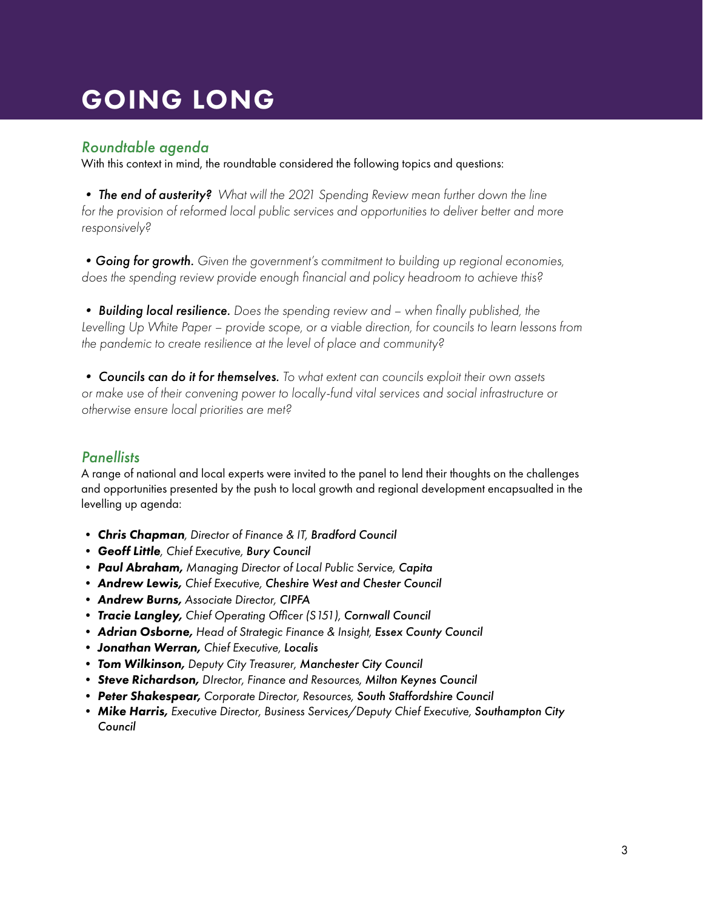# GOING LONG

## *Roundtable agenda*

With this context in mind, the roundtable considered the following topics and questions:

- ***The end of austerity?*** *What will the 2021 Spending Review mean further down the line for the provision of reformed local public services and opportunities to deliver better and more responsively?*

- ***Going for growth.*** *Given the government's commitment to building up regional economies, does the spending review provide enough financial and policy headroom to achieve this?*

- ***Building local resilience.*** *Does the spending review and – when finally published, the Levelling Up White Paper – provide scope, or a viable direction, for councils to learn lessons from the pandemic to create resilience at the level of place and community?*

- ***Councils can do it for themselves.*** *To what extent can councils exploit their own assets or make use of their convening power to locally-fund vital services and social infrastructure or otherwise ensure local priorities are met?*

## *Panellists*

A range of national and local experts were invited to the panel to lend their thoughts on the challenges and opportunities presented by the push to local growth and regional development encapsualted in the levelling up agenda:

- ***Chris Chapman****, Director of Finance & IT,* ***Bradford Council***
- ***Geoff Little****, Chief Executive,* ***Bury Council***
- ***Paul Abraham,*** *Managing Director of Local Public Service,* ***Capita***
- ***Andrew Lewis,*** *Chief Executive,* ***Cheshire West and Chester Council***
- ***Andrew Burns,*** *Associate Director,* ***CIPFA***
- ***Tracie Langley,*** *Chief Operating Officer (S151),* ***Cornwall Council***
- ***Adrian Osborne,*** *Head of Strategic Finance & Insight,* ***Essex County Council***
- ***Jonathan Werran,*** *Chief Executive,* ***Localis***
- ***Tom Wilkinson,*** *Deputy City Treasurer,* ***Manchester City Council***
- ***Steve Richardson,*** *DIrector, Finance and Resources,* ***Milton Keynes Council***
- ***Peter Shakespear,*** *Corporate Director, Resources,* ***South Staffordshire Council***
- ***Mike Harris,*** *Executive Director, Business Services/Deputy Chief Executive,* ***Southampton City Council***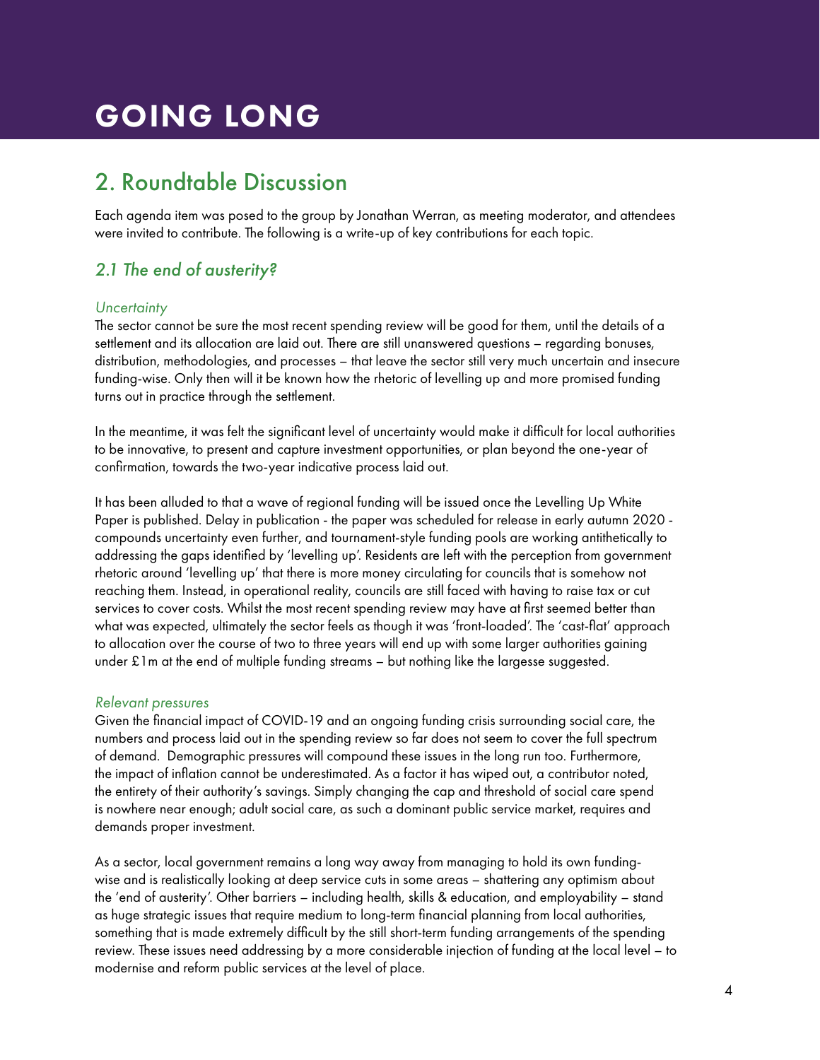## 2. Roundtable Discussion

Each agenda item was posed to the group by Jonathan Werran, as meeting moderator, and attendees were invited to contribute. The following is a write-up of key contributions for each topic.

### *2.1 The end of austerity?*

*Uncertainty*

The sector cannot be sure the most recent spending review will be good for them, until the details of a settlement and its allocation are laid out. There are still unanswered questions – regarding bonuses, distribution, methodologies, and processes – that leave the sector still very much uncertain and insecure funding-wise. Only then will it be known how the rhetoric of levelling up and more promised funding turns out in practice through the settlement.

In the meantime, it was felt the significant level of uncertainty would make it difficult for local authorities to be innovative, to present and capture investment opportunities, or plan beyond the one-year of confirmation, towards the two-year indicative process laid out.

It has been alluded to that a wave of regional funding will be issued once the Levelling Up White Paper is published. Delay in publication - the paper was scheduled for release in early autumn 2020 - compounds uncertainty even further, and tournament-style funding pools are working antithetically to addressing the gaps identified by 'levelling up'. Residents are left with the perception from government rhetoric around 'levelling up' that there is more money circulating for councils that is somehow not reaching them. Instead, in operational reality, councils are still faced with having to raise tax or cut services to cover costs. Whilst the most recent spending review may have at first seemed better than what was expected, ultimately the sector feels as though it was 'front-loaded'. The 'cast-flat' approach to allocation over the course of two to three years will end up with some larger authorities gaining under £1m at the end of multiple funding streams – but nothing like the largesse suggested.

*Relevant pressures*

Given the financial impact of COVID-19 and an ongoing funding crisis surrounding social care, the numbers and process laid out in the spending review so far does not seem to cover the full spectrum of demand. Demographic pressures will compound these issues in the long run too. Furthermore, the impact of inflation cannot be underestimated. As a factor it has wiped out, a contributor noted, the entirety of their authority's savings. Simply changing the cap and threshold of social care spend is nowhere near enough; adult social care, as such a dominant public service market, requires and demands proper investment.

As a sector, local government remains a long way away from managing to hold its own funding-wise and is realistically looking at deep service cuts in some areas – shattering any optimism about the 'end of austerity'. Other barriers – including health, skills & education, and employability – stand as huge strategic issues that require medium to long-term financial planning from local authorities, something that is made extremely difficult by the still short-term funding arrangements of the spending review. These issues need addressing by a more considerable injection of funding at the local level – to modernise and reform public services at the level of place.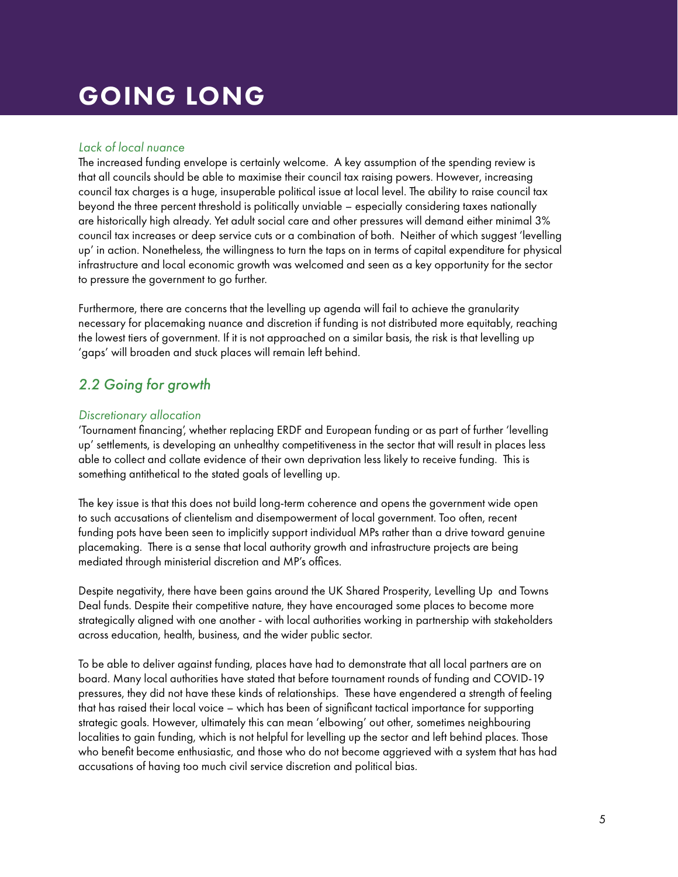# GOING LONG

*Lack of local nuance*

The increased funding envelope is certainly welcome. A key assumption of the spending review is that all councils should be able to maximise their council tax raising powers. However, increasing council tax charges is a huge, insuperable political issue at local level. The ability to raise council tax beyond the three percent threshold is politically unviable – especially considering taxes nationally are historically high already. Yet adult social care and other pressures will demand either minimal 3% council tax increases or deep service cuts or a combination of both. Neither of which suggest 'levelling up' in action. Nonetheless, the willingness to turn the taps on in terms of capital expenditure for physical infrastructure and local economic growth was welcomed and seen as a key opportunity for the sector to pressure the government to go further.

Furthermore, there are concerns that the levelling up agenda will fail to achieve the granularity necessary for placemaking nuance and discretion if funding is not distributed more equitably, reaching the lowest tiers of government. If it is not approached on a similar basis, the risk is that levelling up 'gaps' will broaden and stuck places will remain left behind.

## *2.2 Going for growth*

*Discretionary allocation*

'Tournament financing', whether replacing ERDF and European funding or as part of further 'levelling up' settlements, is developing an unhealthy competitiveness in the sector that will result in places less able to collect and collate evidence of their own deprivation less likely to receive funding. This is something antithetical to the stated goals of levelling up.

The key issue is that this does not build long-term coherence and opens the government wide open to such accusations of clientelism and disempowerment of local government. Too often, recent funding pots have been seen to implicitly support individual MPs rather than a drive toward genuine placemaking. There is a sense that local authority growth and infrastructure projects are being mediated through ministerial discretion and MP's offices.

Despite negativity, there have been gains around the UK Shared Prosperity, Levelling Up and Towns Deal funds. Despite their competitive nature, they have encouraged some places to become more strategically aligned with one another - with local authorities working in partnership with stakeholders across education, health, business, and the wider public sector.

To be able to deliver against funding, places have had to demonstrate that all local partners are on board. Many local authorities have stated that before tournament rounds of funding and COVID-19 pressures, they did not have these kinds of relationships. These have engendered a strength of feeling that has raised their local voice – which has been of significant tactical importance for supporting strategic goals. However, ultimately this can mean 'elbowing' out other, sometimes neighbouring localities to gain funding, which is not helpful for levelling up the sector and left behind places. Those who benefit become enthusiastic, and those who do not become aggrieved with a system that has had accusations of having too much civil service discretion and political bias.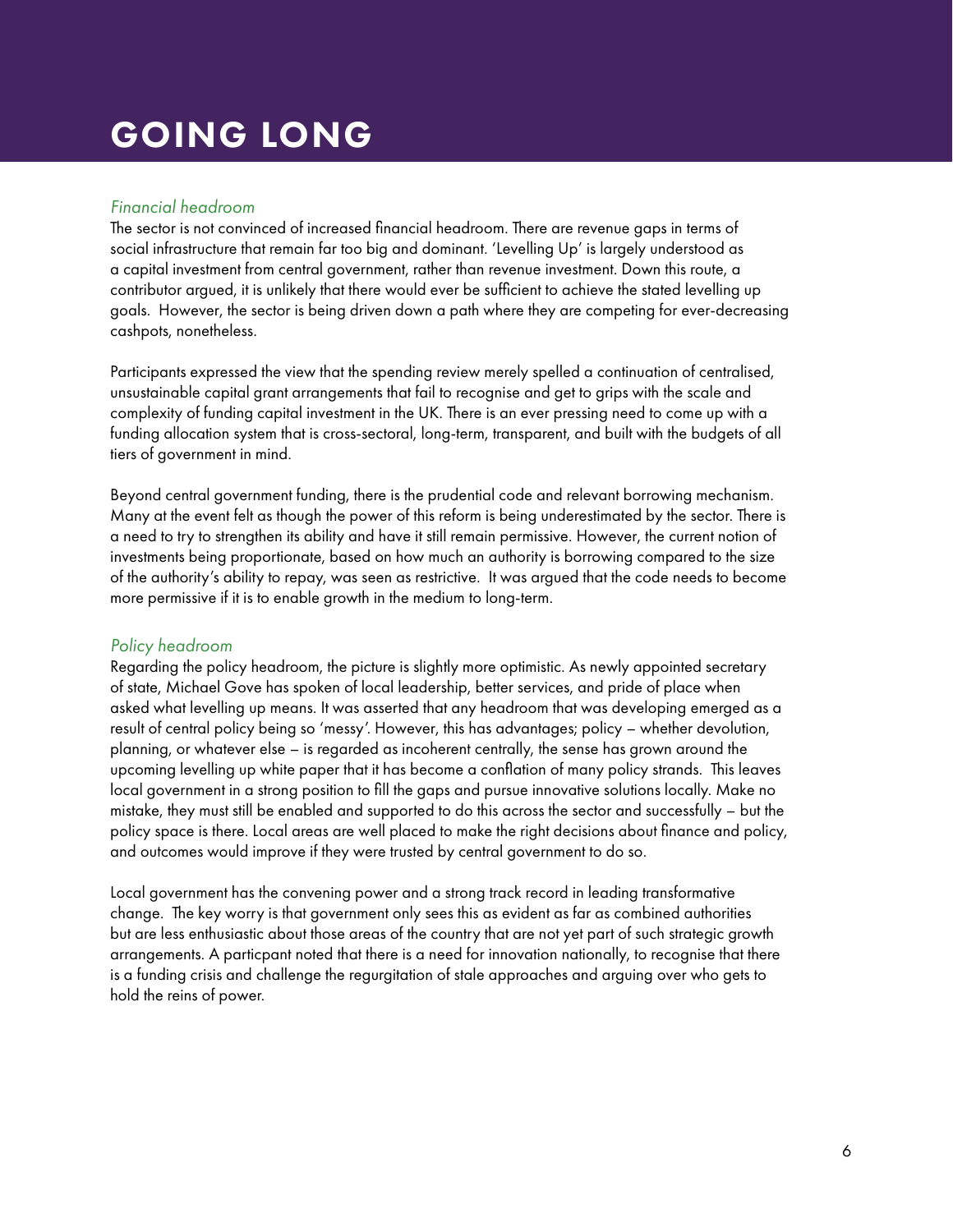# GOING LONG

*Financial headroom*

The sector is not convinced of increased financial headroom. There are revenue gaps in terms of social infrastructure that remain far too big and dominant. 'Levelling Up' is largely understood as a capital investment from central government, rather than revenue investment. Down this route, a contributor argued, it is unlikely that there would ever be sufficient to achieve the stated levelling up goals. However, the sector is being driven down a path where they are competing for ever-decreasing cashpots, nonetheless.

Participants expressed the view that the spending review merely spelled a continuation of centralised, unsustainable capital grant arrangements that fail to recognise and get to grips with the scale and complexity of funding capital investment in the UK. There is an ever pressing need to come up with a funding allocation system that is cross-sectoral, long-term, transparent, and built with the budgets of all tiers of government in mind.

Beyond central government funding, there is the prudential code and relevant borrowing mechanism. Many at the event felt as though the power of this reform is being underestimated by the sector. There is a need to try to strengthen its ability and have it still remain permissive. However, the current notion of investments being proportionate, based on how much an authority is borrowing compared to the size of the authority's ability to repay, was seen as restrictive. It was argued that the code needs to become more permissive if it is to enable growth in the medium to long-term.

*Policy headroom*

Regarding the policy headroom, the picture is slightly more optimistic. As newly appointed secretary of state, Michael Gove has spoken of local leadership, better services, and pride of place when asked what levelling up means. It was asserted that any headroom that was developing emerged as a result of central policy being so 'messy'. However, this has advantages; policy – whether devolution, planning, or whatever else – is regarded as incoherent centrally, the sense has grown around the upcoming levelling up white paper that it has become a conflation of many policy strands. This leaves local government in a strong position to fill the gaps and pursue innovative solutions locally. Make no mistake, they must still be enabled and supported to do this across the sector and successfully – but the policy space is there. Local areas are well placed to make the right decisions about finance and policy, and outcomes would improve if they were trusted by central government to do so.

Local government has the convening power and a strong track record in leading transformative change. The key worry is that government only sees this as evident as far as combined authorities but are less enthusiastic about those areas of the country that are not yet part of such strategic growth arrangements. A particpant noted that there is a need for innovation nationally, to recognise that there is a funding crisis and challenge the regurgitation of stale approaches and arguing over who gets to hold the reins of power.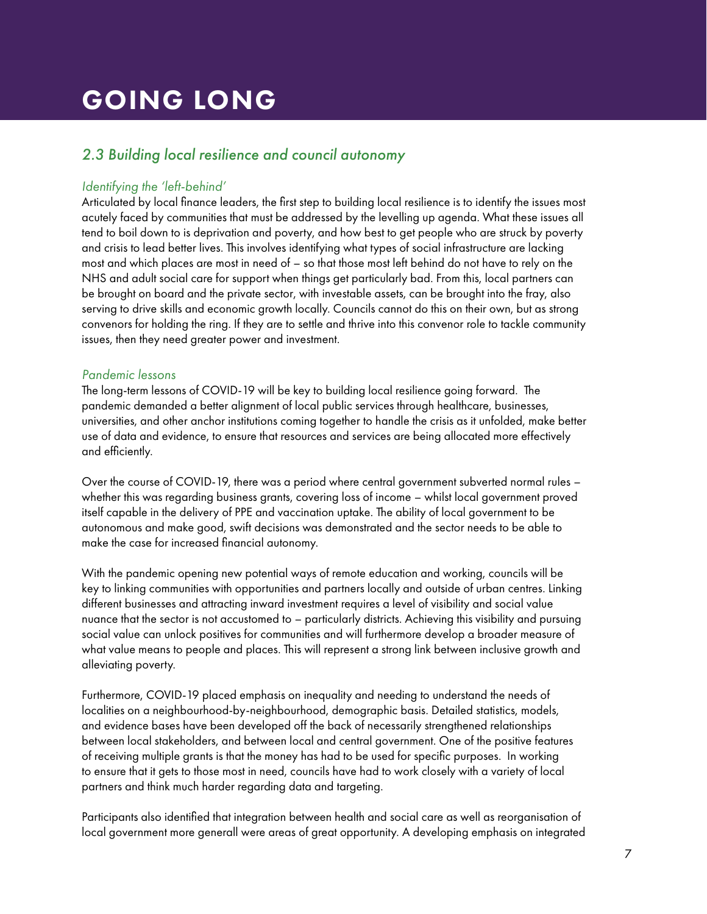# GOING LONG

## *2.3 Building local resilience and council autonomy*

### *Identifying the 'left-behind'*

Articulated by local finance leaders, the first step to building local resilience is to identify the issues most acutely faced by communities that must be addressed by the levelling up agenda. What these issues all tend to boil down to is deprivation and poverty, and how best to get people who are struck by poverty and crisis to lead better lives. This involves identifying what types of social infrastructure are lacking most and which places are most in need of – so that those most left behind do not have to rely on the NHS and adult social care for support when things get particularly bad. From this, local partners can be brought on board and the private sector, with investable assets, can be brought into the fray, also serving to drive skills and economic growth locally. Councils cannot do this on their own, but as strong convenors for holding the ring. If they are to settle and thrive into this convenor role to tackle community issues, then they need greater power and investment.

### *Pandemic lessons*

The long-term lessons of COVID-19 will be key to building local resilience going forward. The pandemic demanded a better alignment of local public services through healthcare, businesses, universities, and other anchor institutions coming together to handle the crisis as it unfolded, make better use of data and evidence, to ensure that resources and services are being allocated more effectively and efficiently.

Over the course of COVID-19, there was a period where central government subverted normal rules – whether this was regarding business grants, covering loss of income – whilst local government proved itself capable in the delivery of PPE and vaccination uptake. The ability of local government to be autonomous and make good, swift decisions was demonstrated and the sector needs to be able to make the case for increased financial autonomy.

With the pandemic opening new potential ways of remote education and working, councils will be key to linking communities with opportunities and partners locally and outside of urban centres. Linking different businesses and attracting inward investment requires a level of visibility and social value nuance that the sector is not accustomed to – particularly districts. Achieving this visibility and pursuing social value can unlock positives for communities and will furthermore develop a broader measure of what value means to people and places. This will represent a strong link between inclusive growth and alleviating poverty.

Furthermore, COVID-19 placed emphasis on inequality and needing to understand the needs of localities on a neighbourhood-by-neighbourhood, demographic basis. Detailed statistics, models, and evidence bases have been developed off the back of necessarily strengthened relationships between local stakeholders, and between local and central government. One of the positive features of receiving multiple grants is that the money has had to be used for specific purposes. In working to ensure that it gets to those most in need, councils have had to work closely with a variety of local partners and think much harder regarding data and targeting.

Participants also identified that integration between health and social care as well as reorganisation of local government more generall were areas of great opportunity. A developing emphasis on integrated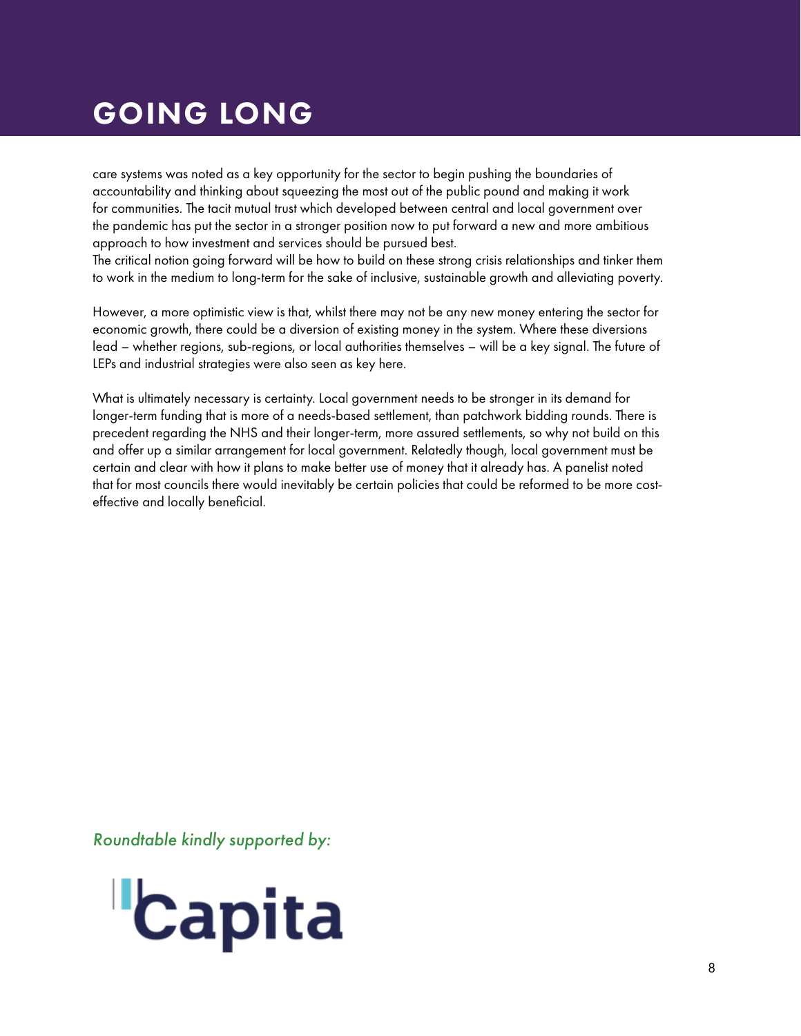# GOING LONG

care systems was noted as a key opportunity for the sector to begin pushing the boundaries of accountability and thinking about squeezing the most out of the public pound and making it work for communities. The tacit mutual trust which developed between central and local government over the pandemic has put the sector in a stronger position now to put forward a new and more ambitious approach to how investment and services should be pursued best.
The critical notion going forward will be how to build on these strong crisis relationships and tinker them to work in the medium to long-term for the sake of inclusive, sustainable growth and alleviating poverty.

However, a more optimistic view is that, whilst there may not be any new money entering the sector for economic growth, there could be a diversion of existing money in the system. Where these diversions lead – whether regions, sub-regions, or local authorities themselves – will be a key signal. The future of LEPs and industrial strategies were also seen as key here.

What is ultimately necessary is certainty. Local government needs to be stronger in its demand for longer-term funding that is more of a needs-based settlement, than patchwork bidding rounds. There is precedent regarding the NHS and their longer-term, more assured settlements, so why not build on this and offer up a similar arrangement for local government. Relatedly though, local government must be certain and clear with how it plans to make better use of money that it already has. A panelist noted that for most councils there would inevitably be certain policies that could be reformed to be more cost-effective and locally beneficial.

*Roundtable kindly supported by:*

Capita